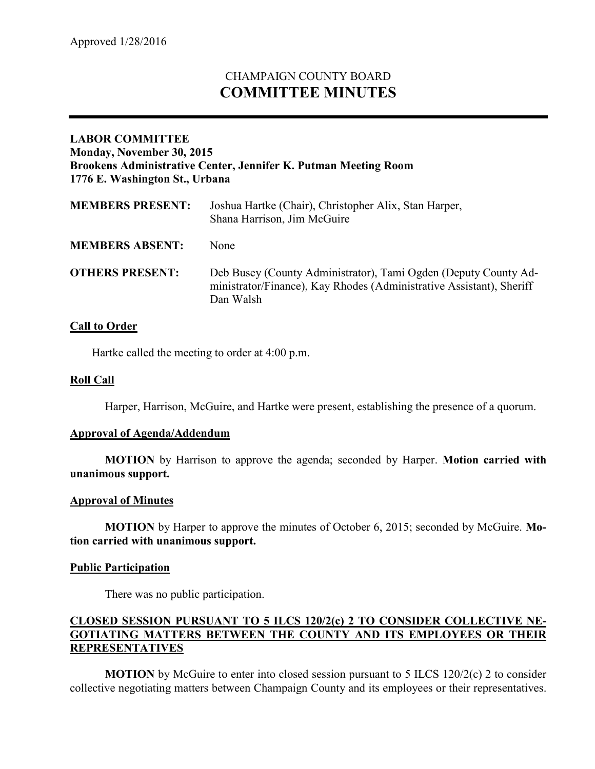Approved 1/28/2016

# CHAMPAIGN COUNTY BOARD
# COMMITTEE MINUTES

---

**LABOR COMMITTEE**
**Monday, November 30, 2015**
**Brookens Administrative Center, Jennifer K. Putman Meeting Room**
**1776 E. Washington St., Urbana**

| | |
|---|---|
| **MEMBERS PRESENT:** | Joshua Hartke (Chair), Christopher Alix, Stan Harper, Shana Harrison, Jim McGuire |
| **MEMBERS ABSENT:** | None |
| **OTHERS PRESENT:** | Deb Busey (County Administrator), Tami Ogden (Deputy County Administrator/Finance), Kay Rhodes (Administrative Assistant), Sheriff Dan Walsh |

**Call to Order**

Hartke called the meeting to order at 4:00 p.m.

**Roll Call**

Harper, Harrison, McGuire, and Hartke were present, establishing the presence of a quorum.

**Approval of Agenda/Addendum**

**MOTION** by Harrison to approve the agenda; seconded by Harper. **Motion carried with unanimous support.**

**Approval of Minutes**

**MOTION** by Harper to approve the minutes of October 6, 2015; seconded by McGuire. **Motion carried with unanimous support.**

**Public Participation**

There was no public participation.

**CLOSED SESSION PURSUANT TO 5 ILCS 120/2(c) 2 TO CONSIDER COLLECTIVE NEGOTIATING MATTERS BETWEEN THE COUNTY AND ITS EMPLOYEES OR THEIR REPRESENTATIVES**

**MOTION** by McGuire to enter into closed session pursuant to 5 ILCS 120/2(c) 2 to consider collective negotiating matters between Champaign County and its employees or their representatives.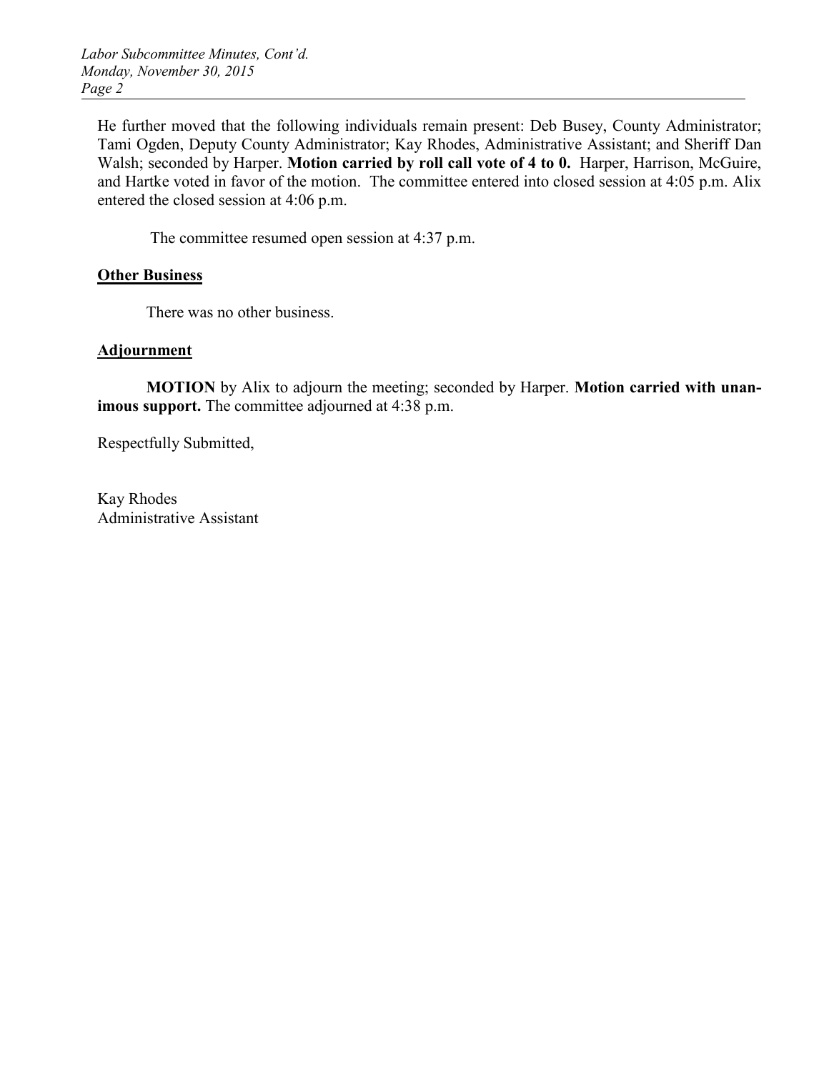He further moved that the following individuals remain present: Deb Busey, County Administrator; Tami Ogden, Deputy County Administrator; Kay Rhodes, Administrative Assistant; and Sheriff Dan Walsh; seconded by Harper. **Motion carried by roll call vote of 4 to 0.** Harper, Harrison, McGuire, and Hartke voted in favor of the motion. The committee entered into closed session at 4:05 p.m. Alix entered the closed session at 4:06 p.m.

The committee resumed open session at 4:37 p.m.

## Other Business

There was no other business.

## Adjournment

**MOTION** by Alix to adjourn the meeting; seconded by Harper. **Motion carried with unanimous support.** The committee adjourned at 4:38 p.m.

Respectfully Submitted,

Kay Rhodes
Administrative Assistant